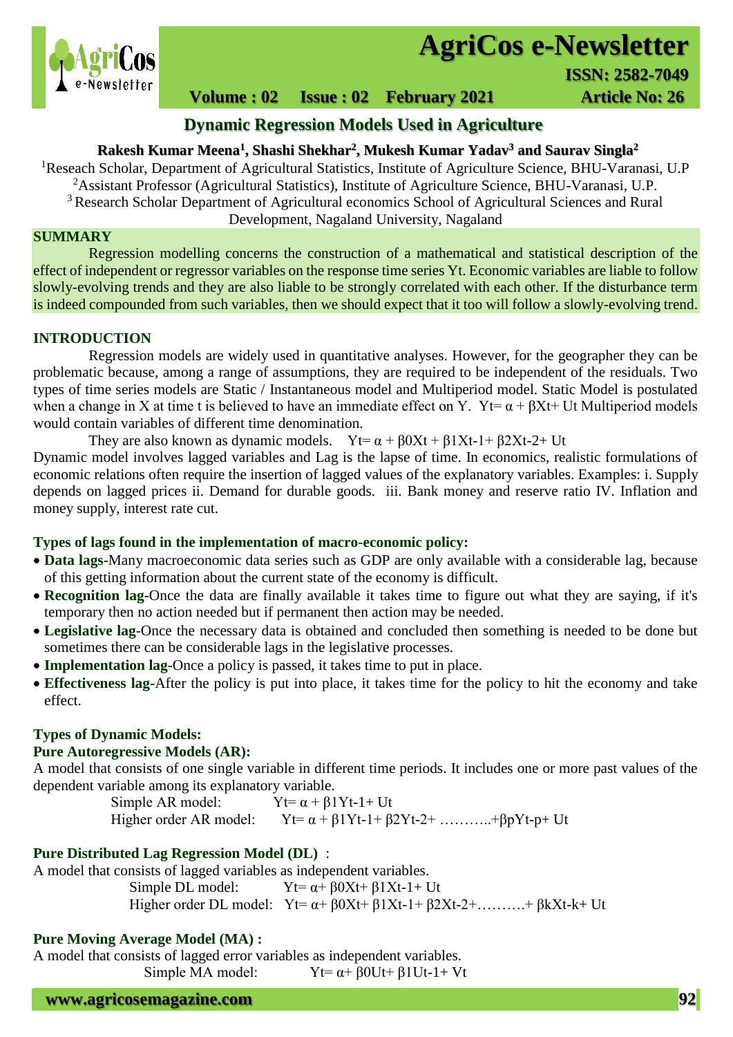# Dynamic Regression Models Used in Agriculture

**Rakesh Kumar Meena[1], Shashi Shekhar[2], Mukesh Kumar Yadav[3] and Saurav Singla[2]**

[1]Reseach Scholar, Department of Agricultural Statistics, Institute of Agriculture Science, BHU-Varanasi, U.P

[2]Assistant Professor (Agricultural Statistics), Institute of Agriculture Science, BHU-Varanasi, U.P.

[3] Research Scholar Department of Agricultural economics School of Agricultural Sciences and Rural Development, Nagaland University, Nagaland

## SUMMARY

Regression modelling concerns the construction of a mathematical and statistical description of the effect of independent or regressor variables on the response time series Yt. Economic variables are liable to follow slowly-evolving trends and they are also liable to be strongly correlated with each other. If the disturbance term is indeed compounded from such variables, then we should expect that it too will follow a slowly-evolving trend.

## INTRODUCTION

Regression models are widely used in quantitative analyses. However, for the geographer they can be problematic because, among a range of assumptions, they are required to be independent of the residuals. Two types of time series models are Static / Instantaneous model and Multiperiod model. Static Model is postulated when a change in X at time t is believed to have an immediate effect on Y. $Y_t = \alpha + \beta X_t + U_t$ Multiperiod models would contain variables of different time denomination.

They are also known as dynamic models. $Y_t = \alpha + \beta_0 X_t + \beta_1 X_{t-1} + \beta_2 X_{t-2} + U_t$

Dynamic model involves lagged variables and Lag is the lapse of time. In economics, realistic formulations of economic relations often require the insertion of lagged values of the explanatory variables. Examples: i. Supply depends on lagged prices ii. Demand for durable goods. iii. Bank money and reserve ratio IV. Inflation and money supply, interest rate cut.

### Types of lags found in the implementation of macro-economic policy:

- **Data lags**-Many macroeconomic data series such as GDP are only available with a considerable lag, because of this getting information about the current state of the economy is difficult.
- **Recognition lag**-Once the data are finally available it takes time to figure out what they are saying, if it's temporary then no action needed but if permanent then action may be needed.
- **Legislative lag**-Once the necessary data is obtained and concluded then something is needed to be done but sometimes there can be considerable lags in the legislative processes.
- **Implementation lag**-Once a policy is passed, it takes time to put in place.
- **Effectiveness lag**-After the policy is put into place, it takes time for the policy to hit the economy and take effect.

### Types of Dynamic Models:

### Pure Autoregressive Models (AR):

A model that consists of one single variable in different time periods. It includes one or more past values of the dependent variable among its explanatory variable.

Simple AR model: $Y_t = \alpha + \beta_1 Y_{t-1} + U_t$

Higher order AR model: $Y_t = \alpha + \beta_1 Y_{t-1} + \beta_2 Y_{t-2} + \ldots\ldots\ldots\ldots + \beta_p Y_{t-p} + U_t$

### Pure Distributed Lag Regression Model (DL) :

A model that consists of lagged variables as independent variables.

Simple DL model: $Y_t = \alpha + \beta_0 X_t + \beta_1 X_{t-1} + U_t$

Higher order DL model: $Y_t = \alpha + \beta_0 X_t + \beta_1 X_{t-1} + \beta_2 X_{t-2} + \ldots\ldots\ldots\ldots + \beta_k X_{t-k} + U_t$

### Pure Moving Average Model (MA) :

A model that consists of lagged error variables as independent variables.

Simple MA model: $Y_t = \alpha + \beta_0 U_t + \beta_1 U_{t-1} + V_t$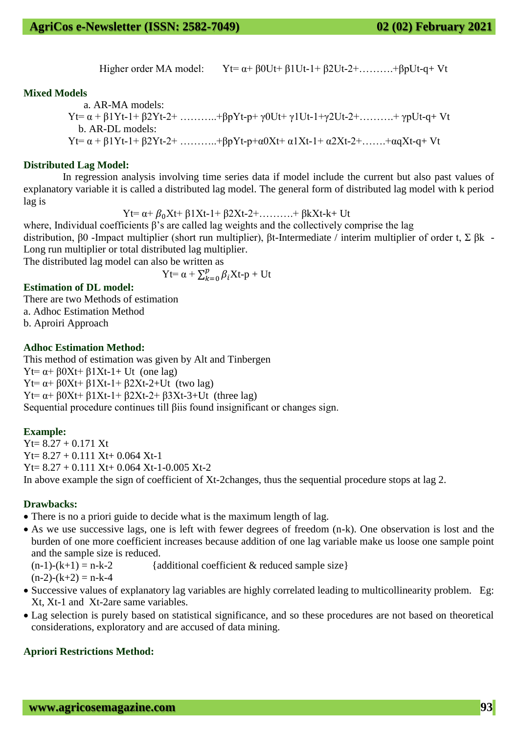Higher order MA model: $Y_t = \alpha + \beta_0 U_t + \beta_1 U_{t-1} + \beta_2 U_{t-2} + \ldots\ldots\ldots + \beta_p U_{t-q} + V_t$

### Mixed Models

a. AR-MA models:

$$Y_t = \alpha + \beta_1 Y_{t-1} + \beta_2 Y_{t-2} + \ldots\ldots\ldots + \beta_p Y_{t-p} + \gamma_0 U_t + \gamma_1 U_{t-1} + \gamma_2 U_{t-2} + \ldots\ldots\ldots + \gamma_p U_{t-q} + V_t$$

b. AR-DL models:

$$Y_t = \alpha + \beta_1 Y_{t-1} + \beta_2 Y_{t-2} + \ldots\ldots\ldots + \beta_p Y_{t-p} + \alpha_0 X_t + \alpha_1 X_{t-1} + \alpha_2 X_{t-2} + \ldots\ldots + \alpha_q X_{t-q} + V_t$$

### Distributed Lag Model:

In regression analysis involving time series data if model include the current but also past values of explanatory variable it is called a distributed lag model. The general form of distributed lag model with k period lag is

$$Y_t = \alpha + \beta_0 X_t + \beta_1 X_{t-1} + \beta_2 X_{t-2} + \ldots\ldots\ldots + \beta_k X_{t-k} + U_t$$

where, Individual coefficients β's are called lag weights and the collectively comprise the lag distribution, $\beta_0$ -Impact multiplier (short run multiplier), $\beta_t$-Intermediate / interim multiplier of order t, $\Sigma \beta_k$ - Long run multiplier or total distributed lag multiplier.

The distributed lag model can also be written as

$$Y_t = \alpha + \sum_{k=0}^{p} \beta_i X_{t-p} + U_t$$

### Estimation of DL model:

There are two Methods of estimation

a. Adhoc Estimation Method

b. Aproiri Approach

### Adhoc Estimation Method:

This method of estimation was given by Alt and Tinbergen

$Y_t = \alpha + \beta_0 X_t + \beta_1 X_{t-1} + U_t$ (one lag)

$Y_t = \alpha + \beta_0 X_t + \beta_1 X_{t-1} + \beta_2 X_{t-2} + U_t$ (two lag)

$Y_t = \alpha + \beta_0 X_t + \beta_1 X_{t-1} + \beta_2 X_{t-2} + \beta_3 X_{t-3} + U_t$ (three lag)

Sequential procedure continues till $\beta_i$is found insignificant or changes sign.

### Example:

$Y_t = 8.27 + 0.171 X_t$

$Y_t = 8.27 + 0.111 X_t + 0.064 X_{t-1}$

$Y_t = 8.27 + 0.111 X_t + 0.064 X_{t-1} - 0.005 X_{t-2}$

In above example the sign of coefficient of $X_{t-2}$changes, thus the sequential procedure stops at lag 2.

### Drawbacks:

- There is no a priori guide to decide what is the maximum length of lag.
- As we use successive lags, one is left with fewer degrees of freedom (n-k). One observation is lost and the burden of one more coefficient increases because addition of one lag variable make us loose one sample point and the sample size is reduced.

  $(n-1)-(k+1) = n-k-2$ {additional coefficient & reduced sample size}

  $(n-2)-(k+2) = n-k-4$
- Successive values of explanatory lag variables are highly correlated leading to multicollinearity problem. Eg: $X_t$, $X_{t-1}$ and $X_{t-2}$are same variables.
- Lag selection is purely based on statistical significance, and so these procedures are not based on theoretical considerations, exploratory and are accused of data mining.

### Apriori Restrictions Method: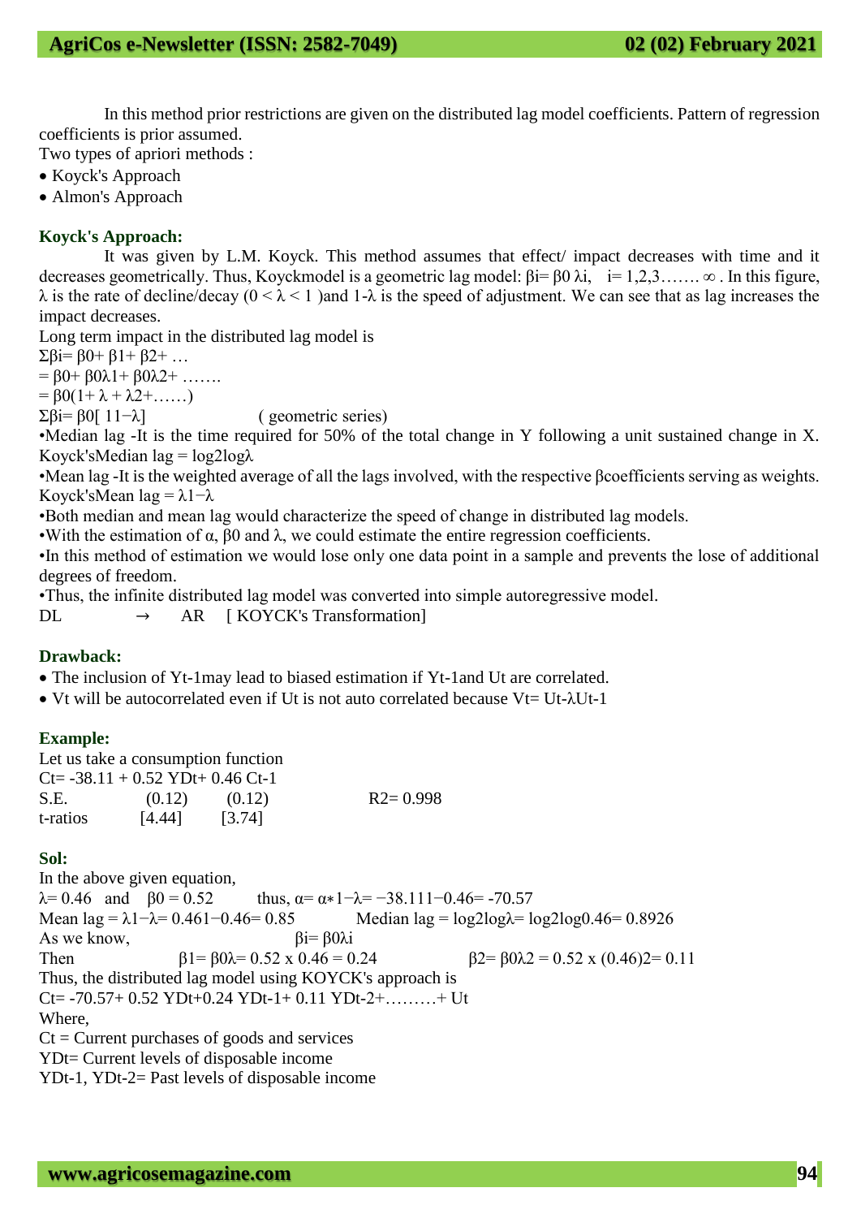In this method prior restrictions are given on the distributed lag model coefficients. Pattern of regression coefficients is prior assumed.

Two types of apriori methods :

- Koyck's Approach
- Almon's Approach

**Koyck's Approach:**

It was given by L.M. Koyck. This method assumes that effect/ impact decreases with time and it decreases geometrically. Thus, Koyckmodel is a geometric lag model: $\beta_i = \beta_0 \lambda^i$, $i= 1,2,3 \ldots\ldots. \infty$ . In this figure, $\lambda$ is the rate of decline/decay ($0 < \lambda < 1$ )and $1-\lambda$ is the speed of adjustment. We can see that as lag increases the impact decreases.

Long term impact in the distributed lag model is

$\Sigma\beta_i = \beta_0 + \beta_1 + \beta_2 + \ldots$

$= \beta_0 + \beta_0\lambda^1 + \beta_0\lambda^2 + \ldots\ldots.$

$= \beta_0(1+ \lambda + \lambda^2 + \ldots\ldots)$

$\Sigma\beta_i = \beta_0\left[\frac{1}{1-\lambda}\right]$ ( geometric series)

•Median lag -It is the time required for 50% of the total change in Y following a unit sustained change in X. Koyck'sMedian lag $= \frac{\log 2}{\log \lambda}$

•Mean lag -It is the weighted average of all the lags involved, with the respective $\beta$coefficients serving as weights. Koyck'sMean lag $= \frac{\lambda}{1-\lambda}$

•Both median and mean lag would characterize the speed of change in distributed lag models.

•With the estimation of $\alpha$, $\beta_0$ and $\lambda$, we could estimate the entire regression coefficients.

•In this method of estimation we would lose only one data point in a sample and prevents the lose of additional degrees of freedom.

•Thus, the infinite distributed lag model was converted into simple autoregressive model.

DL → AR [ KOYCK's Transformation]

**Drawback:**

- The inclusion of $Y_{t-1}$may lead to biased estimation if $Y_{t-1}$and $U_t$ are correlated.
- $V_t$ will be autocorrelated even if $U_t$ is not auto correlated because $V_t = U_t - \lambda U_{t-1}$

**Example:**

Let us take a consumption function

$C_t = -38.11 + 0.52\, YD_t + 0.46\, C_{t-1}$

| | | | |
|---|---|---|---|
| S.E. | (0.12) | (0.12) | $R^2 = 0.998$ |
| t-ratios | [4.44] | [3.74] | |

**Sol:**

In the above given equation,

$\lambda = 0.46$ and $\beta_0 = 0.52$ thus, $\alpha = \alpha * \frac{1}{1-\lambda} = \frac{-38.11}{1-0.46} = -70.57$

Mean lag $= \frac{\lambda}{1-\lambda} = \frac{0.46}{1-0.46} = 0.85$ Median lag $= \frac{\log 2}{\log \lambda} = \frac{\log 2}{\log 0.46} = 0.8926$

As we know, $\beta_i = \beta_0\lambda^i$

Then $\beta_1 = \beta_0\lambda = 0.52 \times 0.46 = 0.24$ $\beta_2 = \beta_0\lambda^2 = 0.52 \times (0.46)^2 = 0.11$

Thus, the distributed lag model using KOYCK's approach is

$C_t = -70.57 + 0.52\, YD_t + 0.24\, YD_{t-1} + 0.11\, YD_{t-2} + \ldots\ldots\ldots + U_t$

Where,

$C_t$ = Current purchases of goods and services

$YD_t$ = Current levels of disposable income

$YD_{t-1}$, $YD_{t-2}$ = Past levels of disposable income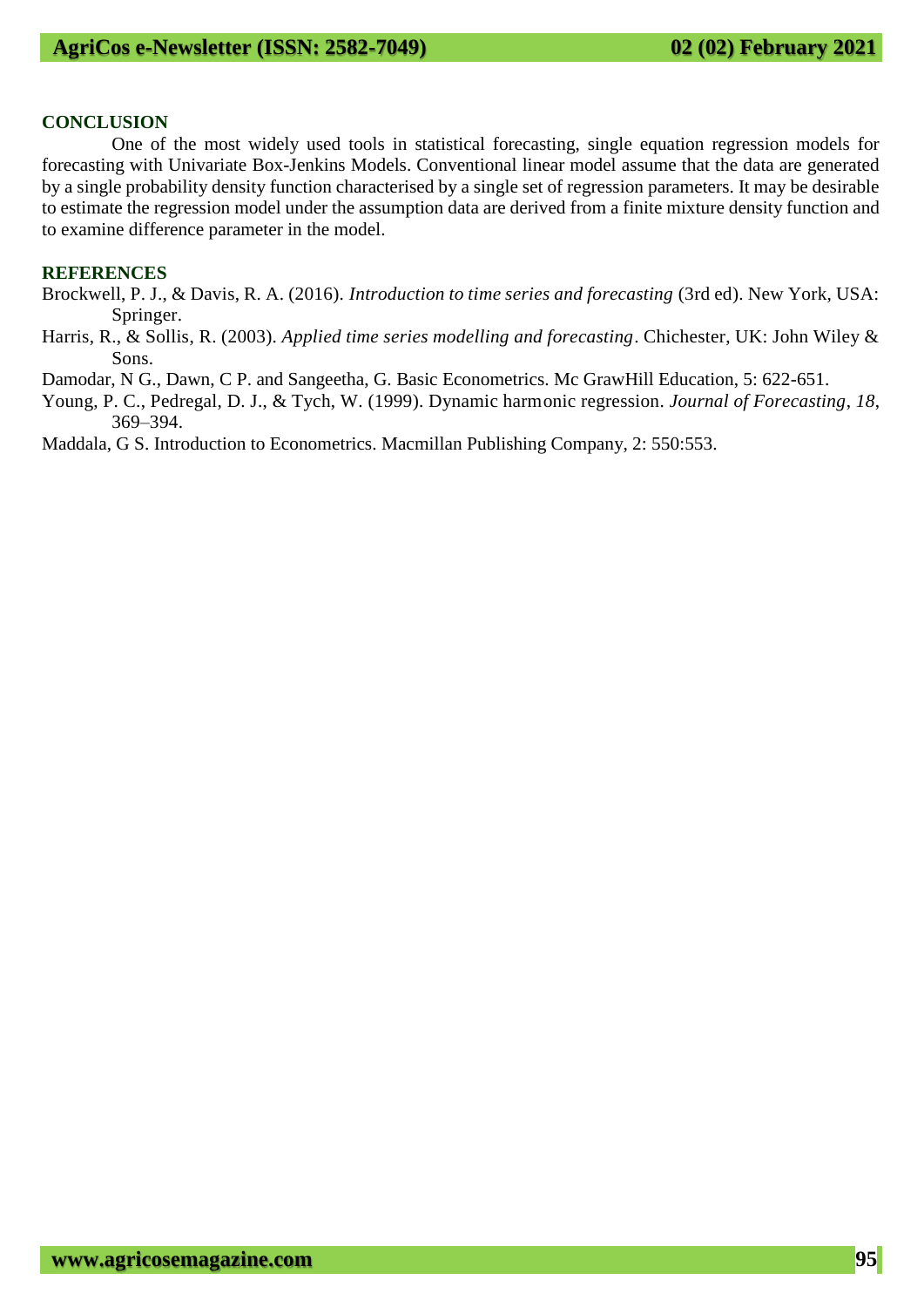## CONCLUSION

One of the most widely used tools in statistical forecasting, single equation regression models for forecasting with Univariate Box-Jenkins Models. Conventional linear model assume that the data are generated by a single probability density function characterised by a single set of regression parameters. It may be desirable to estimate the regression model under the assumption data are derived from a finite mixture density function and to examine difference parameter in the model.

## REFERENCES

Brockwell, P. J., & Davis, R. A. (2016). *Introduction to time series and forecasting* (3rd ed). New York, USA: Springer.

Harris, R., & Sollis, R. (2003). *Applied time series modelling and forecasting*. Chichester, UK: John Wiley & Sons.

Damodar, N G., Dawn, C P. and Sangeetha, G. Basic Econometrics. Mc GrawHill Education, 5: 622-651.

Young, P. C., Pedregal, D. J., & Tych, W. (1999). Dynamic harmonic regression. *Journal of Forecasting*, *18*, 369–394.

Maddala, G S. Introduction to Econometrics. Macmillan Publishing Company, 2: 550:553.